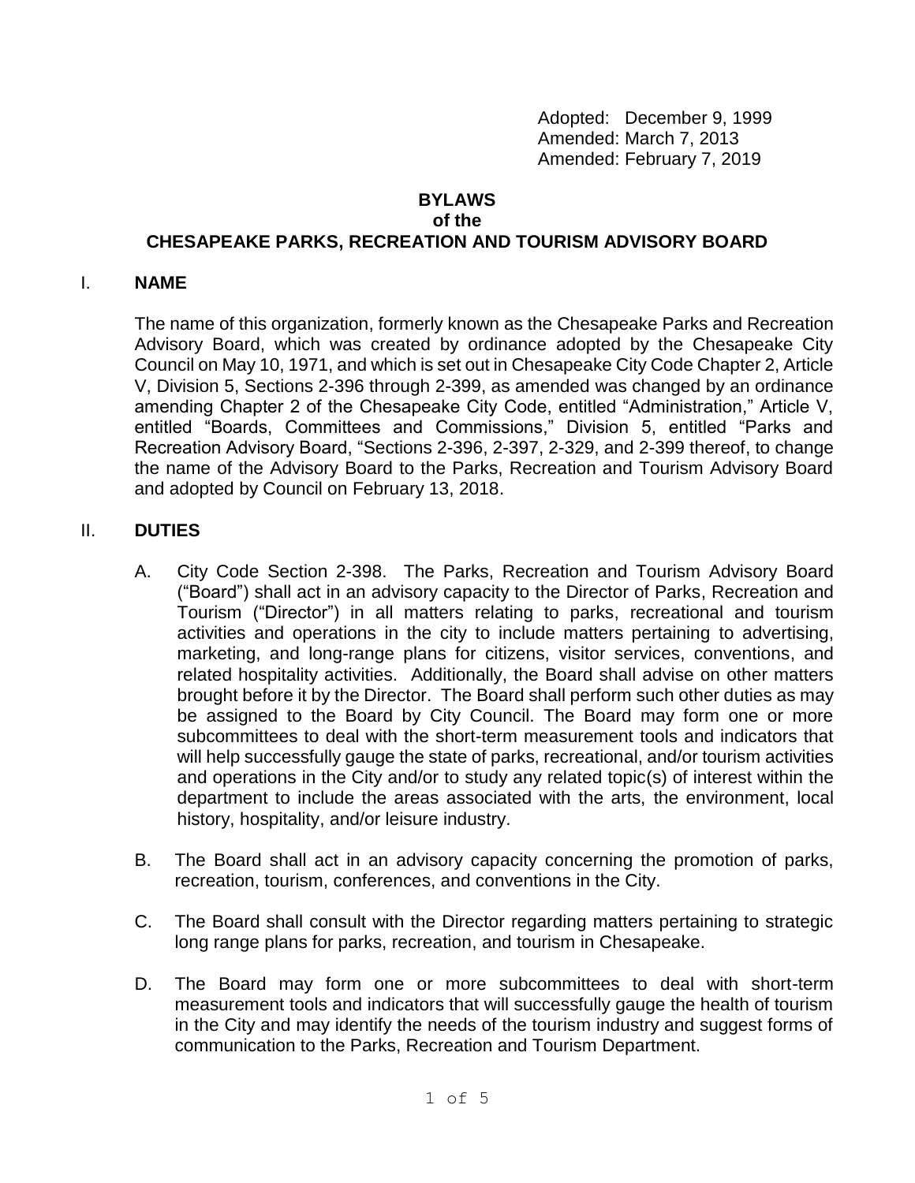Adopted: December 9, 1999
Amended: March 7, 2013
Amended: February 7, 2019

# BYLAWS
## of the
## CHESAPEAKE PARKS, RECREATION AND TOURISM ADVISORY BOARD

## I. NAME

The name of this organization, formerly known as the Chesapeake Parks and Recreation Advisory Board, which was created by ordinance adopted by the Chesapeake City Council on May 10, 1971, and which is set out in Chesapeake City Code Chapter 2, Article V, Division 5, Sections 2-396 through 2-399, as amended was changed by an ordinance amending Chapter 2 of the Chesapeake City Code, entitled "Administration," Article V, entitled "Boards, Committees and Commissions," Division 5, entitled "Parks and Recreation Advisory Board, "Sections 2-396, 2-397, 2-329, and 2-399 thereof, to change the name of the Advisory Board to the Parks, Recreation and Tourism Advisory Board and adopted by Council on February 13, 2018.

## II. DUTIES

A. City Code Section 2-398. The Parks, Recreation and Tourism Advisory Board ("Board") shall act in an advisory capacity to the Director of Parks, Recreation and Tourism ("Director") in all matters relating to parks, recreational and tourism activities and operations in the city to include matters pertaining to advertising, marketing, and long-range plans for citizens, visitor services, conventions, and related hospitality activities. Additionally, the Board shall advise on other matters brought before it by the Director. The Board shall perform such other duties as may be assigned to the Board by City Council. The Board may form one or more subcommittees to deal with the short-term measurement tools and indicators that will help successfully gauge the state of parks, recreational, and/or tourism activities and operations in the City and/or to study any related topic(s) of interest within the department to include the areas associated with the arts, the environment, local history, hospitality, and/or leisure industry.

B. The Board shall act in an advisory capacity concerning the promotion of parks, recreation, tourism, conferences, and conventions in the City.

C. The Board shall consult with the Director regarding matters pertaining to strategic long range plans for parks, recreation, and tourism in Chesapeake.

D. The Board may form one or more subcommittees to deal with short-term measurement tools and indicators that will successfully gauge the health of tourism in the City and may identify the needs of the tourism industry and suggest forms of communication to the Parks, Recreation and Tourism Department.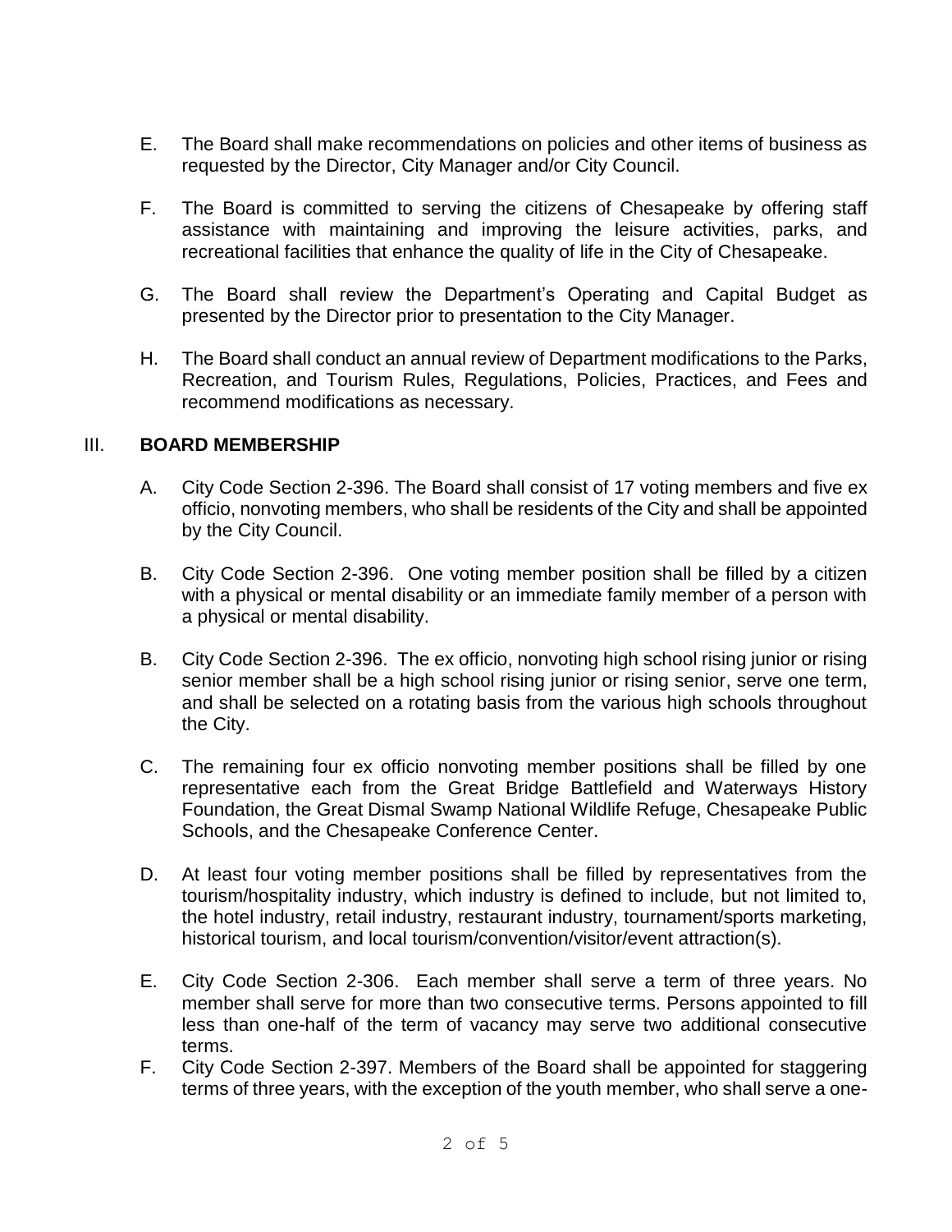E. The Board shall make recommendations on policies and other items of business as requested by the Director, City Manager and/or City Council.

F. The Board is committed to serving the citizens of Chesapeake by offering staff assistance with maintaining and improving the leisure activities, parks, and recreational facilities that enhance the quality of life in the City of Chesapeake.

G. The Board shall review the Department's Operating and Capital Budget as presented by the Director prior to presentation to the City Manager.

H. The Board shall conduct an annual review of Department modifications to the Parks, Recreation, and Tourism Rules, Regulations, Policies, Practices, and Fees and recommend modifications as necessary.

## III. BOARD MEMBERSHIP

A. City Code Section 2-396. The Board shall consist of 17 voting members and five ex officio, nonvoting members, who shall be residents of the City and shall be appointed by the City Council.

B. City Code Section 2-396. One voting member position shall be filled by a citizen with a physical or mental disability or an immediate family member of a person with a physical or mental disability.

B. City Code Section 2-396. The ex officio, nonvoting high school rising junior or rising senior member shall be a high school rising junior or rising senior, serve one term, and shall be selected on a rotating basis from the various high schools throughout the City.

C. The remaining four ex officio nonvoting member positions shall be filled by one representative each from the Great Bridge Battlefield and Waterways History Foundation, the Great Dismal Swamp National Wildlife Refuge, Chesapeake Public Schools, and the Chesapeake Conference Center.

D. At least four voting member positions shall be filled by representatives from the tourism/hospitality industry, which industry is defined to include, but not limited to, the hotel industry, retail industry, restaurant industry, tournament/sports marketing, historical tourism, and local tourism/convention/visitor/event attraction(s).

E. City Code Section 2-306. Each member shall serve a term of three years. No member shall serve for more than two consecutive terms. Persons appointed to fill less than one-half of the term of vacancy may serve two additional consecutive terms.

F. City Code Section 2-397. Members of the Board shall be appointed for staggering terms of three years, with the exception of the youth member, who shall serve a one-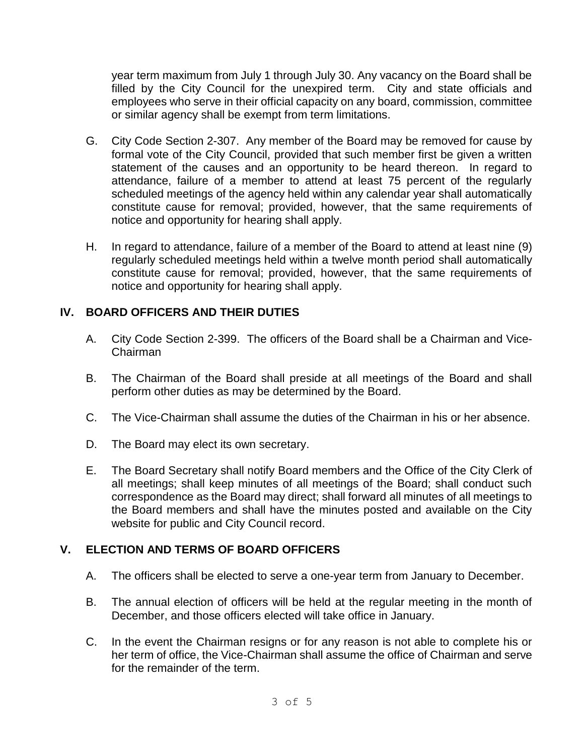year term maximum from July 1 through July 30. Any vacancy on the Board shall be filled by the City Council for the unexpired term. City and state officials and employees who serve in their official capacity on any board, commission, committee or similar agency shall be exempt from term limitations.

G. City Code Section 2-307. Any member of the Board may be removed for cause by formal vote of the City Council, provided that such member first be given a written statement of the causes and an opportunity to be heard thereon. In regard to attendance, failure of a member to attend at least 75 percent of the regularly scheduled meetings of the agency held within any calendar year shall automatically constitute cause for removal; provided, however, that the same requirements of notice and opportunity for hearing shall apply.

H. In regard to attendance, failure of a member of the Board to attend at least nine (9) regularly scheduled meetings held within a twelve month period shall automatically constitute cause for removal; provided, however, that the same requirements of notice and opportunity for hearing shall apply.

## IV. BOARD OFFICERS AND THEIR DUTIES

A. City Code Section 2-399. The officers of the Board shall be a Chairman and Vice-Chairman

B. The Chairman of the Board shall preside at all meetings of the Board and shall perform other duties as may be determined by the Board.

C. The Vice-Chairman shall assume the duties of the Chairman in his or her absence.

D. The Board may elect its own secretary.

E. The Board Secretary shall notify Board members and the Office of the City Clerk of all meetings; shall keep minutes of all meetings of the Board; shall conduct such correspondence as the Board may direct; shall forward all minutes of all meetings to the Board members and shall have the minutes posted and available on the City website for public and City Council record.

## V. ELECTION AND TERMS OF BOARD OFFICERS

A. The officers shall be elected to serve a one-year term from January to December.

B. The annual election of officers will be held at the regular meeting in the month of December, and those officers elected will take office in January.

C. In the event the Chairman resigns or for any reason is not able to complete his or her term of office, the Vice-Chairman shall assume the office of Chairman and serve for the remainder of the term.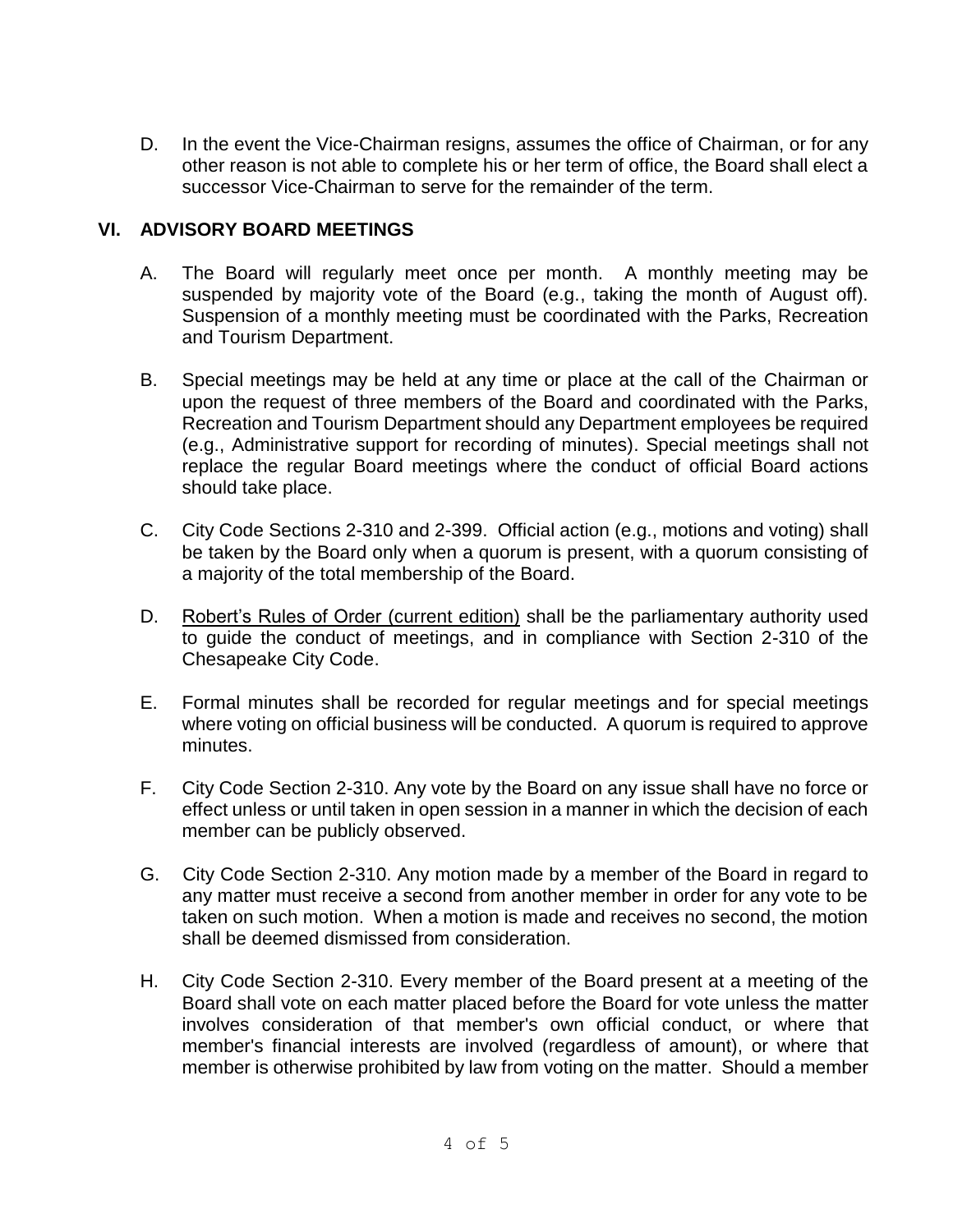D. In the event the Vice-Chairman resigns, assumes the office of Chairman, or for any other reason is not able to complete his or her term of office, the Board shall elect a successor Vice-Chairman to serve for the remainder of the term.

## VI. ADVISORY BOARD MEETINGS

A. The Board will regularly meet once per month. A monthly meeting may be suspended by majority vote of the Board (e.g., taking the month of August off). Suspension of a monthly meeting must be coordinated with the Parks, Recreation and Tourism Department.

B. Special meetings may be held at any time or place at the call of the Chairman or upon the request of three members of the Board and coordinated with the Parks, Recreation and Tourism Department should any Department employees be required (e.g., Administrative support for recording of minutes). Special meetings shall not replace the regular Board meetings where the conduct of official Board actions should take place.

C. City Code Sections 2-310 and 2-399. Official action (e.g., motions and voting) shall be taken by the Board only when a quorum is present, with a quorum consisting of a majority of the total membership of the Board.

D. Robert's Rules of Order (current edition) shall be the parliamentary authority used to guide the conduct of meetings, and in compliance with Section 2-310 of the Chesapeake City Code.

E. Formal minutes shall be recorded for regular meetings and for special meetings where voting on official business will be conducted. A quorum is required to approve minutes.

F. City Code Section 2-310. Any vote by the Board on any issue shall have no force or effect unless or until taken in open session in a manner in which the decision of each member can be publicly observed.

G. City Code Section 2-310. Any motion made by a member of the Board in regard to any matter must receive a second from another member in order for any vote to be taken on such motion. When a motion is made and receives no second, the motion shall be deemed dismissed from consideration.

H. City Code Section 2-310. Every member of the Board present at a meeting of the Board shall vote on each matter placed before the Board for vote unless the matter involves consideration of that member's own official conduct, or where that member's financial interests are involved (regardless of amount), or where that member is otherwise prohibited by law from voting on the matter. Should a member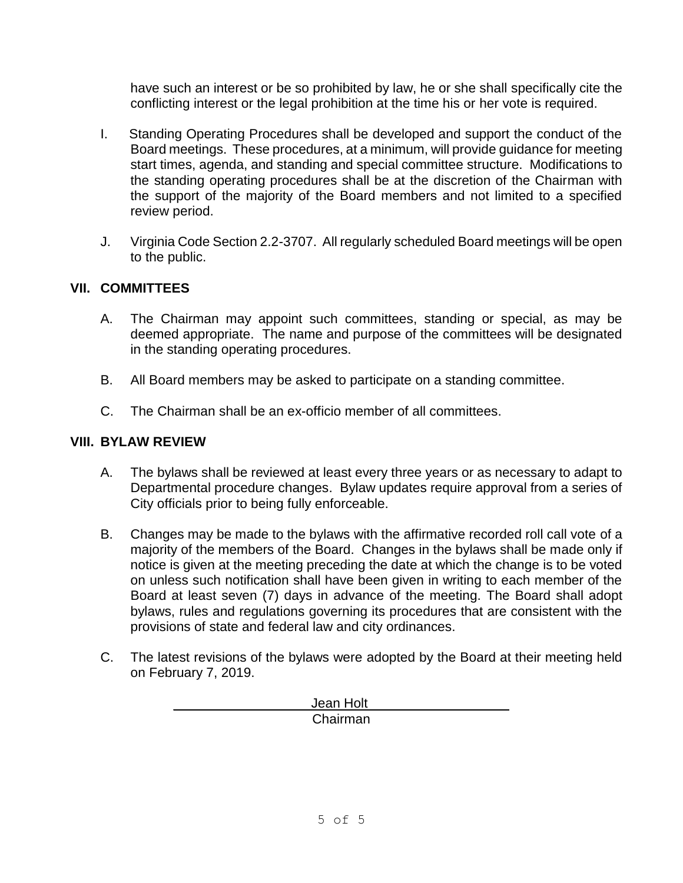have such an interest or be so prohibited by law, he or she shall specifically cite the conflicting interest or the legal prohibition at the time his or her vote is required.

I. Standing Operating Procedures shall be developed and support the conduct of the Board meetings. These procedures, at a minimum, will provide guidance for meeting start times, agenda, and standing and special committee structure. Modifications to the standing operating procedures shall be at the discretion of the Chairman with the support of the majority of the Board members and not limited to a specified review period.

J. Virginia Code Section 2.2-3707. All regularly scheduled Board meetings will be open to the public.

## VII. COMMITTEES

A. The Chairman may appoint such committees, standing or special, as may be deemed appropriate. The name and purpose of the committees will be designated in the standing operating procedures.

B. All Board members may be asked to participate on a standing committee.

C. The Chairman shall be an ex-officio member of all committees.

## VIII. BYLAW REVIEW

A. The bylaws shall be reviewed at least every three years or as necessary to adapt to Departmental procedure changes. Bylaw updates require approval from a series of City officials prior to being fully enforceable.

B. Changes may be made to the bylaws with the affirmative recorded roll call vote of a majority of the members of the Board. Changes in the bylaws shall be made only if notice is given at the meeting preceding the date at which the change is to be voted on unless such notification shall have been given in writing to each member of the Board at least seven (7) days in advance of the meeting. The Board shall adopt bylaws, rules and regulations governing its procedures that are consistent with the provisions of state and federal law and city ordinances.

C. The latest revisions of the bylaws were adopted by the Board at their meeting held on February 7, 2019.

Jean Holt
Chairman